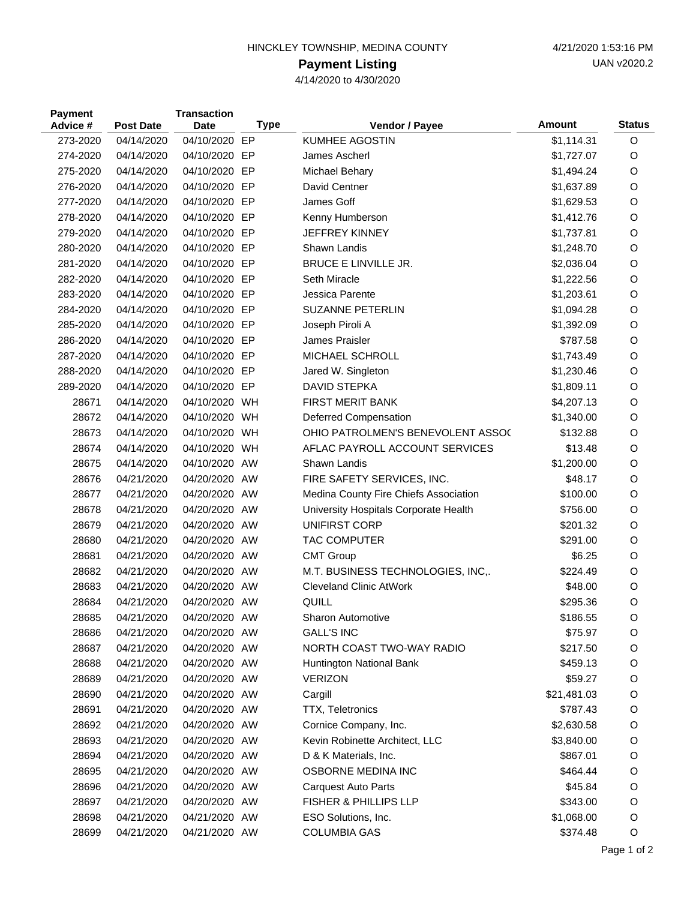HINCKLEY TOWNSHIP, MEDINA COUNTY

4/21/2020 1:53:16 PM

UAN v2020.2

# Payment Listing

4/14/2020 to 4/30/2020

| Payment Advice # | Post Date | Transaction Date | Type | Vendor / Payee | Amount | Status |
|---|---|---|---|---|---|---|
| 273-2020 | 04/14/2020 | 04/10/2020 | EP | KUMHEE AGOSTIN | $1,114.31 | O |
| 274-2020 | 04/14/2020 | 04/10/2020 | EP | James Ascherl | $1,727.07 | O |
| 275-2020 | 04/14/2020 | 04/10/2020 | EP | Michael Behary | $1,494.24 | O |
| 276-2020 | 04/14/2020 | 04/10/2020 | EP | David Centner | $1,637.89 | O |
| 277-2020 | 04/14/2020 | 04/10/2020 | EP | James Goff | $1,629.53 | O |
| 278-2020 | 04/14/2020 | 04/10/2020 | EP | Kenny Humberson | $1,412.76 | O |
| 279-2020 | 04/14/2020 | 04/10/2020 | EP | JEFFREY KINNEY | $1,737.81 | O |
| 280-2020 | 04/14/2020 | 04/10/2020 | EP | Shawn Landis | $1,248.70 | O |
| 281-2020 | 04/14/2020 | 04/10/2020 | EP | BRUCE E LINVILLE JR. | $2,036.04 | O |
| 282-2020 | 04/14/2020 | 04/10/2020 | EP | Seth Miracle | $1,222.56 | O |
| 283-2020 | 04/14/2020 | 04/10/2020 | EP | Jessica Parente | $1,203.61 | O |
| 284-2020 | 04/14/2020 | 04/10/2020 | EP | SUZANNE PETERLIN | $1,094.28 | O |
| 285-2020 | 04/14/2020 | 04/10/2020 | EP | Joseph Piroli A | $1,392.09 | O |
| 286-2020 | 04/14/2020 | 04/10/2020 | EP | James Praisler | $787.58 | O |
| 287-2020 | 04/14/2020 | 04/10/2020 | EP | MICHAEL SCHROLL | $1,743.49 | O |
| 288-2020 | 04/14/2020 | 04/10/2020 | EP | Jared W. Singleton | $1,230.46 | O |
| 289-2020 | 04/14/2020 | 04/10/2020 | EP | DAVID STEPKA | $1,809.11 | O |
| 28671 | 04/14/2020 | 04/10/2020 | WH | FIRST MERIT BANK | $4,207.13 | O |
| 28672 | 04/14/2020 | 04/10/2020 | WH | Deferred Compensation | $1,340.00 | O |
| 28673 | 04/14/2020 | 04/10/2020 | WH | OHIO PATROLMEN'S BENEVOLENT ASSOC | $132.88 | O |
| 28674 | 04/14/2020 | 04/10/2020 | WH | AFLAC PAYROLL ACCOUNT SERVICES | $13.48 | O |
| 28675 | 04/14/2020 | 04/10/2020 | AW | Shawn Landis | $1,200.00 | O |
| 28676 | 04/21/2020 | 04/20/2020 | AW | FIRE SAFETY SERVICES, INC. | $48.17 | O |
| 28677 | 04/21/2020 | 04/20/2020 | AW | Medina County Fire Chiefs Association | $100.00 | O |
| 28678 | 04/21/2020 | 04/20/2020 | AW | University Hospitals Corporate Health | $756.00 | O |
| 28679 | 04/21/2020 | 04/20/2020 | AW | UNIFIRST CORP | $201.32 | O |
| 28680 | 04/21/2020 | 04/20/2020 | AW | TAC COMPUTER | $291.00 | O |
| 28681 | 04/21/2020 | 04/20/2020 | AW | CMT Group | $6.25 | O |
| 28682 | 04/21/2020 | 04/20/2020 | AW | M.T. BUSINESS TECHNOLOGIES, INC,. | $224.49 | O |
| 28683 | 04/21/2020 | 04/20/2020 | AW | Cleveland Clinic AtWork | $48.00 | O |
| 28684 | 04/21/2020 | 04/20/2020 | AW | QUILL | $295.36 | O |
| 28685 | 04/21/2020 | 04/20/2020 | AW | Sharon Automotive | $186.55 | O |
| 28686 | 04/21/2020 | 04/20/2020 | AW | GALL'S INC | $75.97 | O |
| 28687 | 04/21/2020 | 04/20/2020 | AW | NORTH COAST TWO-WAY RADIO | $217.50 | O |
| 28688 | 04/21/2020 | 04/20/2020 | AW | Huntington National Bank | $459.13 | O |
| 28689 | 04/21/2020 | 04/20/2020 | AW | VERIZON | $59.27 | O |
| 28690 | 04/21/2020 | 04/20/2020 | AW | Cargill | $21,481.03 | O |
| 28691 | 04/21/2020 | 04/20/2020 | AW | TTX, Teletronics | $787.43 | O |
| 28692 | 04/21/2020 | 04/20/2020 | AW | Cornice Company, Inc. | $2,630.58 | O |
| 28693 | 04/21/2020 | 04/20/2020 | AW | Kevin Robinette Architect, LLC | $3,840.00 | O |
| 28694 | 04/21/2020 | 04/20/2020 | AW | D & K Materials, Inc. | $867.01 | O |
| 28695 | 04/21/2020 | 04/20/2020 | AW | OSBORNE MEDINA INC | $464.44 | O |
| 28696 | 04/21/2020 | 04/20/2020 | AW | Carquest Auto Parts | $45.84 | O |
| 28697 | 04/21/2020 | 04/20/2020 | AW | FISHER & PHILLIPS LLP | $343.00 | O |
| 28698 | 04/21/2020 | 04/21/2020 | AW | ESO Solutions, Inc. | $1,068.00 | O |
| 28699 | 04/21/2020 | 04/21/2020 | AW | COLUMBIA GAS | $374.48 | O |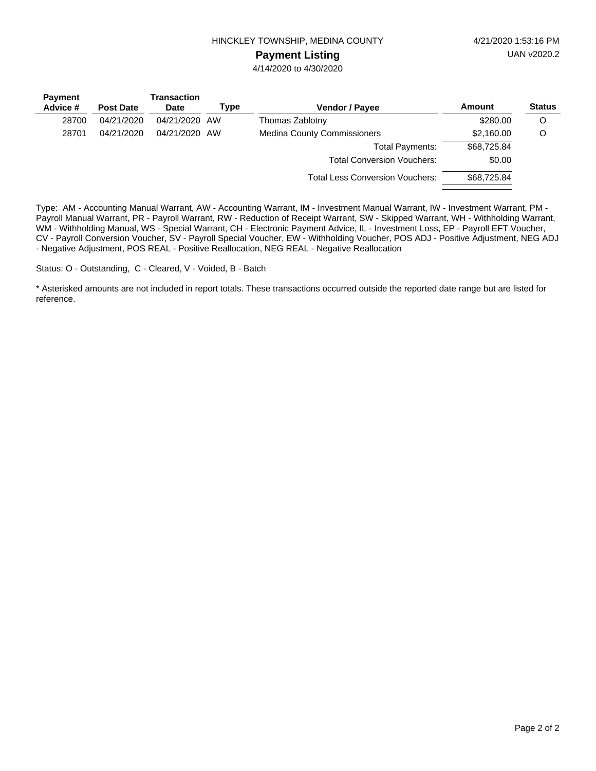| Payment Advice # | Post Date | Transaction Date | Type | Vendor / Payee | Amount | Status |
|---|---|---|---|---|---|---|
| 28700 | 04/21/2020 | 04/21/2020 | AW | Thomas Zablotny | $280.00 | O |
| 28701 | 04/21/2020 | 04/21/2020 | AW | Medina County Commissioners | $2,160.00 | O |
| | | | | Total Payments: | $68,725.84 | |
| | | | | Total Conversion Vouchers: | $0.00 | |
| | | | | Total Less Conversion Vouchers: | $68,725.84 | |

Type: AM - Accounting Manual Warrant, AW - Accounting Warrant, IM - Investment Manual Warrant, IW - Investment Warrant, PM - Payroll Manual Warrant, PR - Payroll Warrant, RW - Reduction of Receipt Warrant, SW - Skipped Warrant, WH - Withholding Warrant, WM - Withholding Manual, WS - Special Warrant, CH - Electronic Payment Advice, IL - Investment Loss, EP - Payroll EFT Voucher, CV - Payroll Conversion Voucher, SV - Payroll Special Voucher, EW - Withholding Voucher, POS ADJ - Positive Adjustment, NEG ADJ - Negative Adjustment, POS REAL - Positive Reallocation, NEG REAL - Negative Reallocation

Status: O - Outstanding, C - Cleared, V - Voided, B - Batch

* Asterisked amounts are not included in report totals. These transactions occurred outside the reported date range but are listed for reference.